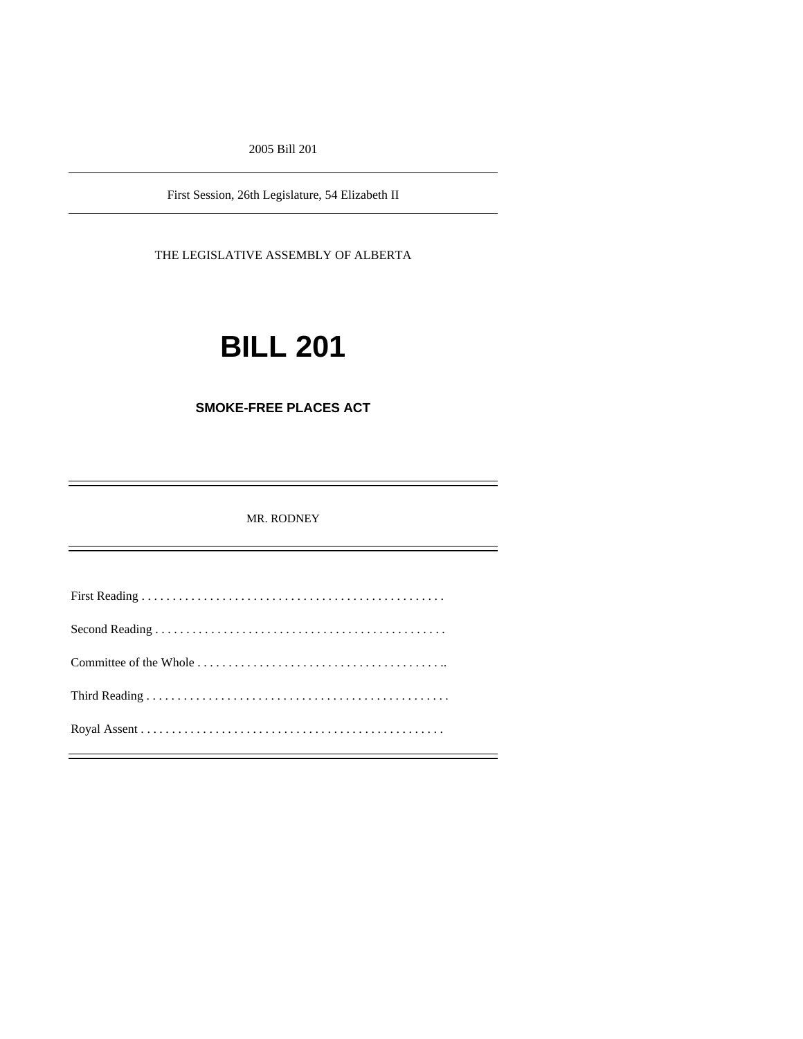2005 Bill 201

---

First Session, 26th Legislature, 54 Elizabeth II

---

THE LEGISLATIVE ASSEMBLY OF ALBERTA

# BILL 201

## SMOKE-FREE PLACES ACT

---

MR. RODNEY

---

First Reading . . . . . . . . . . . . . . . . . . . . . . . . . . . . . . . . . . . . . . . . . . . . . . . . .

Second Reading . . . . . . . . . . . . . . . . . . . . . . . . . . . . . . . . . . . . . . . . . . . . . .

Committee of the Whole . . . . . . . . . . . . . . . . . . . . . . . . . . . . . . . . . . . . . . . ..

Third Reading . . . . . . . . . . . . . . . . . . . . . . . . . . . . . . . . . . . . . . . . . . . . . . . . .

Royal Assent . . . . . . . . . . . . . . . . . . . . . . . . . . . . . . . . . . . . . . . . . . . . . . . . .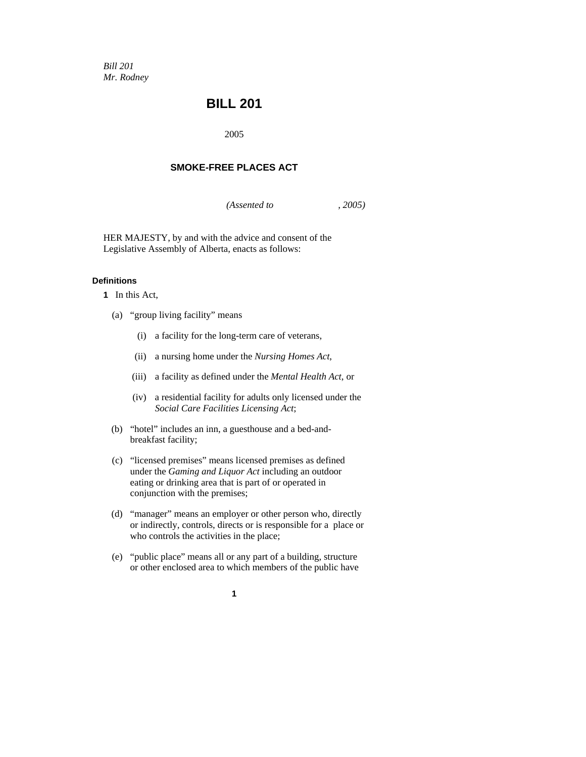*Bill 201*
*Mr. Rodney*

# BILL 201

2005

## SMOKE-FREE PLACES ACT

*(Assented to , 2005)*

HER MAJESTY, by and with the advice and consent of the Legislative Assembly of Alberta, enacts as follows:

### Definitions

**1** In this Act,

(a) "group living facility" means

(i) a facility for the long-term care of veterans,

(ii) a nursing home under the *Nursing Homes Act*,

(iii) a facility as defined under the *Mental Health Act*, or

(iv) a residential facility for adults only licensed under the *Social Care Facilities Licensing Act*;

(b) "hotel" includes an inn, a guesthouse and a bed-and-breakfast facility;

(c) "licensed premises" means licensed premises as defined under the *Gaming and Liquor Act* including an outdoor eating or drinking area that is part of or operated in conjunction with the premises;

(d) "manager" means an employer or other person who, directly or indirectly, controls, directs or is responsible for a place or who controls the activities in the place;

(e) "public place" means all or any part of a building, structure or other enclosed area to which members of the public have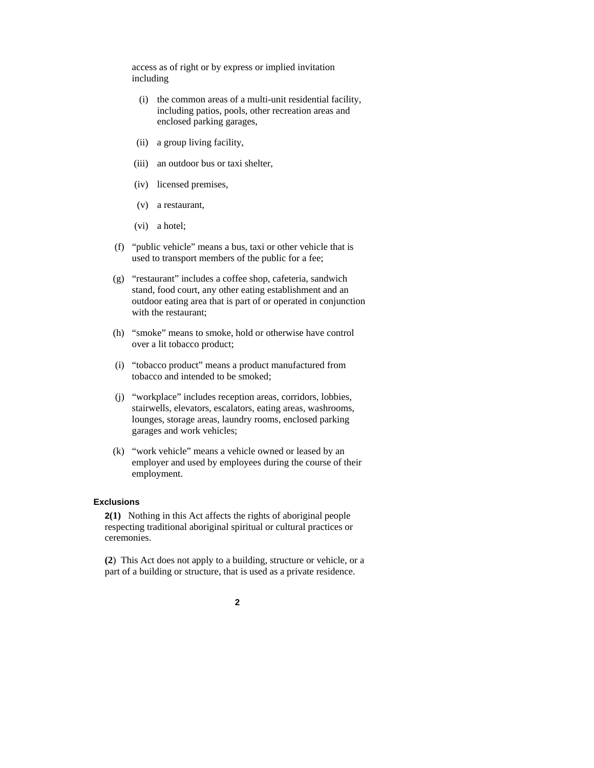access as of right or by express or implied invitation including

- (i) the common areas of a multi-unit residential facility, including patios, pools, other recreation areas and enclosed parking garages,
- (ii) a group living facility,
- (iii) an outdoor bus or taxi shelter,
- (iv) licensed premises,
- (v) a restaurant,
- (vi) a hotel;

(f) "public vehicle" means a bus, taxi or other vehicle that is used to transport members of the public for a fee;

(g) "restaurant" includes a coffee shop, cafeteria, sandwich stand, food court, any other eating establishment and an outdoor eating area that is part of or operated in conjunction with the restaurant;

(h) "smoke" means to smoke, hold or otherwise have control over a lit tobacco product;

(i) "tobacco product" means a product manufactured from tobacco and intended to be smoked;

(j) "workplace" includes reception areas, corridors, lobbies, stairwells, elevators, escalators, eating areas, washrooms, lounges, storage areas, laundry rooms, enclosed parking garages and work vehicles;

(k) "work vehicle" means a vehicle owned or leased by an employer and used by employees during the course of their employment.

#### Exclusions

**2(1)** Nothing in this Act affects the rights of aboriginal people respecting traditional aboriginal spiritual or cultural practices or ceremonies.

**(2)** This Act does not apply to a building, structure or vehicle, or a part of a building or structure, that is used as a private residence.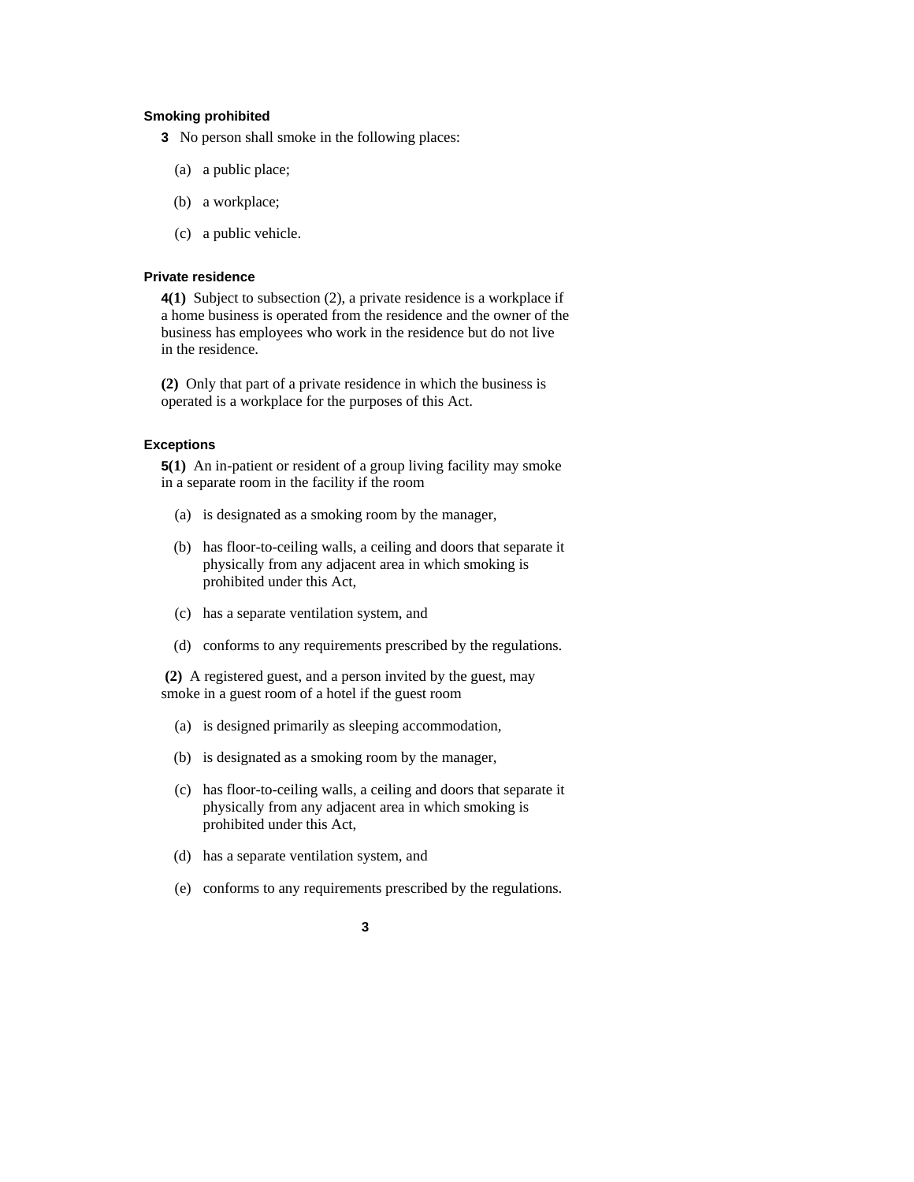### Smoking prohibited

**3** No person shall smoke in the following places:

(a) a public place;

(b) a workplace;

(c) a public vehicle.

### Private residence

**4(1)** Subject to subsection (2), a private residence is a workplace if a home business is operated from the residence and the owner of the business has employees who work in the residence but do not live in the residence.

**(2)** Only that part of a private residence in which the business is operated is a workplace for the purposes of this Act.

### Exceptions

**5(1)** An in-patient or resident of a group living facility may smoke in a separate room in the facility if the room

(a) is designated as a smoking room by the manager,

(b) has floor-to-ceiling walls, a ceiling and doors that separate it physically from any adjacent area in which smoking is prohibited under this Act,

(c) has a separate ventilation system, and

(d) conforms to any requirements prescribed by the regulations.

**(2)** A registered guest, and a person invited by the guest, may smoke in a guest room of a hotel if the guest room

(a) is designed primarily as sleeping accommodation,

(b) is designated as a smoking room by the manager,

(c) has floor-to-ceiling walls, a ceiling and doors that separate it physically from any adjacent area in which smoking is prohibited under this Act,

(d) has a separate ventilation system, and

(e) conforms to any requirements prescribed by the regulations.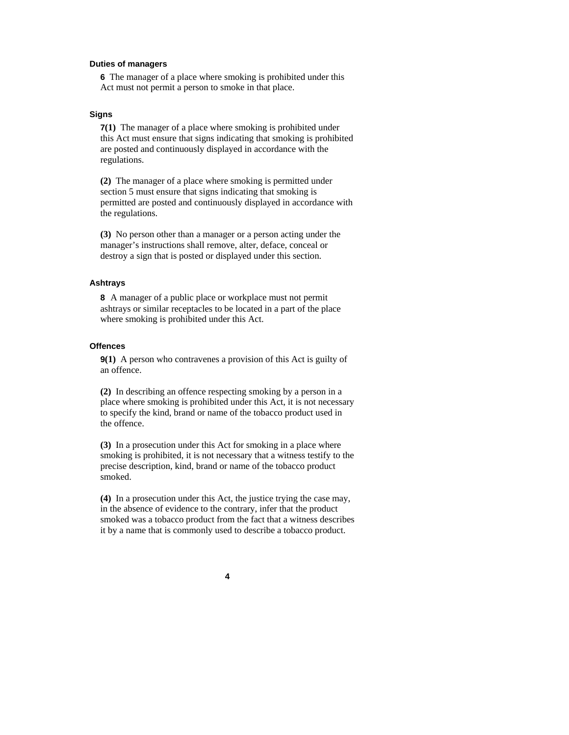### Duties of managers

**6** The manager of a place where smoking is prohibited under this Act must not permit a person to smoke in that place.

### Signs

**7(1)** The manager of a place where smoking is prohibited under this Act must ensure that signs indicating that smoking is prohibited are posted and continuously displayed in accordance with the regulations.

**(2)** The manager of a place where smoking is permitted under section 5 must ensure that signs indicating that smoking is permitted are posted and continuously displayed in accordance with the regulations.

**(3)** No person other than a manager or a person acting under the manager's instructions shall remove, alter, deface, conceal or destroy a sign that is posted or displayed under this section.

### Ashtrays

**8** A manager of a public place or workplace must not permit ashtrays or similar receptacles to be located in a part of the place where smoking is prohibited under this Act.

### Offences

**9(1)** A person who contravenes a provision of this Act is guilty of an offence.

**(2)** In describing an offence respecting smoking by a person in a place where smoking is prohibited under this Act, it is not necessary to specify the kind, brand or name of the tobacco product used in the offence.

**(3)** In a prosecution under this Act for smoking in a place where smoking is prohibited, it is not necessary that a witness testify to the precise description, kind, brand or name of the tobacco product smoked.

**(4)** In a prosecution under this Act, the justice trying the case may, in the absence of evidence to the contrary, infer that the product smoked was a tobacco product from the fact that a witness describes it by a name that is commonly used to describe a tobacco product.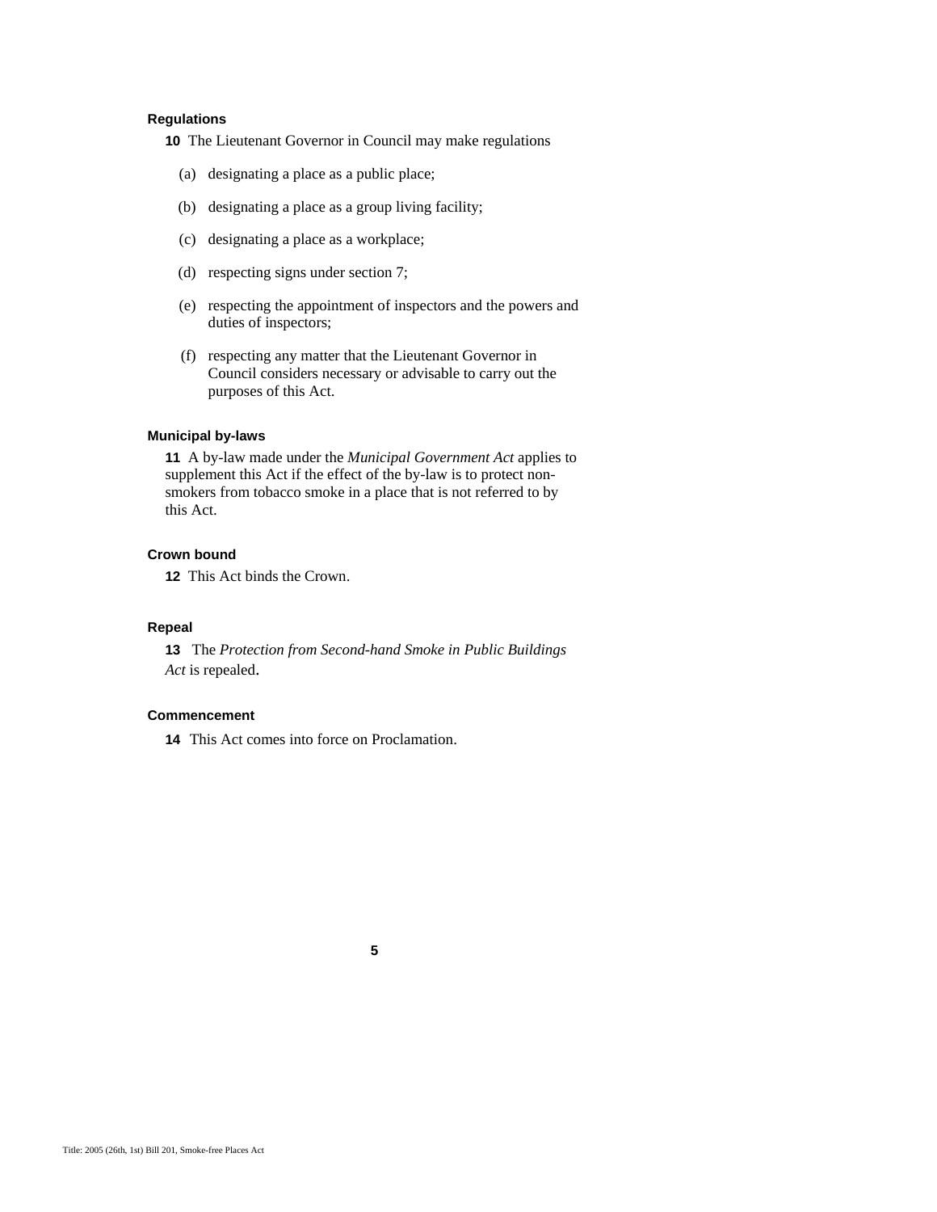**Regulations**

**10** The Lieutenant Governor in Council may make regulations

(a) designating a place as a public place;

(b) designating a place as a group living facility;

(c) designating a place as a workplace;

(d) respecting signs under section 7;

(e) respecting the appointment of inspectors and the powers and duties of inspectors;

(f) respecting any matter that the Lieutenant Governor in Council considers necessary or advisable to carry out the purposes of this Act.

**Municipal by-laws**

**11** A by-law made under the *Municipal Government Act* applies to supplement this Act if the effect of the by-law is to protect non-smokers from tobacco smoke in a place that is not referred to by this Act.

**Crown bound**

**12** This Act binds the Crown.

**Repeal**

**13** The *Protection from Second-hand Smoke in Public Buildings Act* is repealed.

**Commencement**

**14** This Act comes into force on Proclamation.